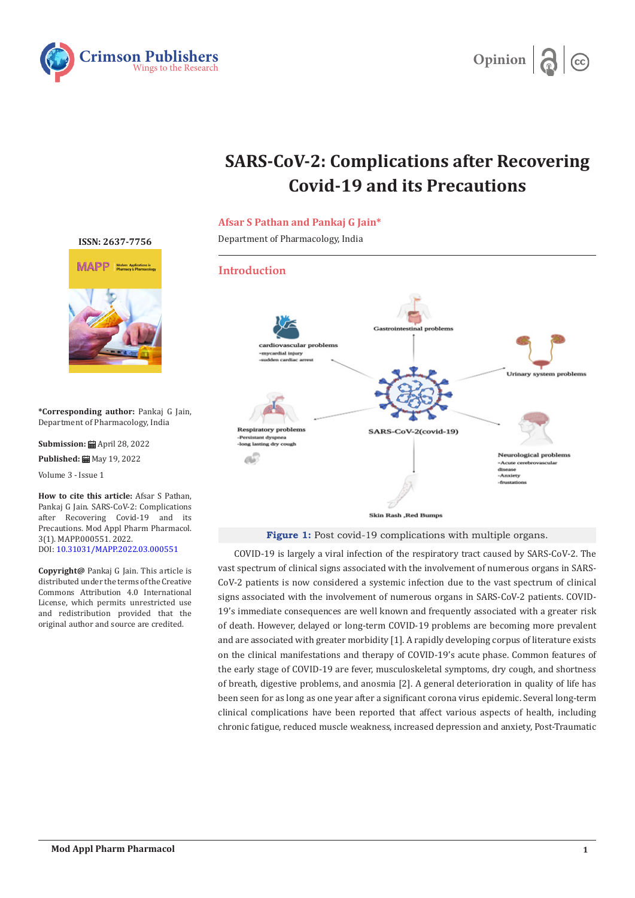Opinion

# SARS-CoV-2: Complications after Recovering Covid-19 and its Precautions

**Afsar S Pathan and Pankaj G Jain***

Department of Pharmacology, India

ISSN: 2637-7756

**\*Corresponding author:** Pankaj G Jain, Department of Pharmacology, India

**Submission:** April 28, 2022

**Published:** May 19, 2022

Volume 3 - Issue 1

**How to cite this article:** Afsar S Pathan, Pankaj G Jain. SARS-CoV-2: Complications after Recovering Covid-19 and its Precautions. Mod Appl Pharm Pharmacol. 3(1). MAPP.000551. 2022.
DOI: 10.31031/MAPP.2022.03.000551

**Copyright@** Pankaj G Jain. This article is distributed under the terms of the Creative Commons Attribution 4.0 International License, which permits unrestricted use and redistribution provided that the original author and source are credited.

## Introduction

**Figure 1:** Post covid-19 complications with multiple organs.

COVID-19 is largely a viral infection of the respiratory tract caused by SARS-CoV-2. The vast spectrum of clinical signs associated with the involvement of numerous organs in SARS-CoV-2 patients is now considered a systemic infection due to the vast spectrum of clinical signs associated with the involvement of numerous organs in SARS-CoV-2 patients. COVID-19's immediate consequences are well known and frequently associated with a greater risk of death. However, delayed or long-term COVID-19 problems are becoming more prevalent and are associated with greater morbidity [1]. A rapidly developing corpus of literature exists on the clinical manifestations and therapy of COVID-19's acute phase. Common features of the early stage of COVID-19 are fever, musculoskeletal symptoms, dry cough, and shortness of breath, digestive problems, and anosmia [2]. A general deterioration in quality of life has been seen for as long as one year after a significant corona virus epidemic. Several long-term clinical complications have been reported that affect various aspects of health, including chronic fatigue, reduced muscle weakness, increased depression and anxiety, Post-Traumatic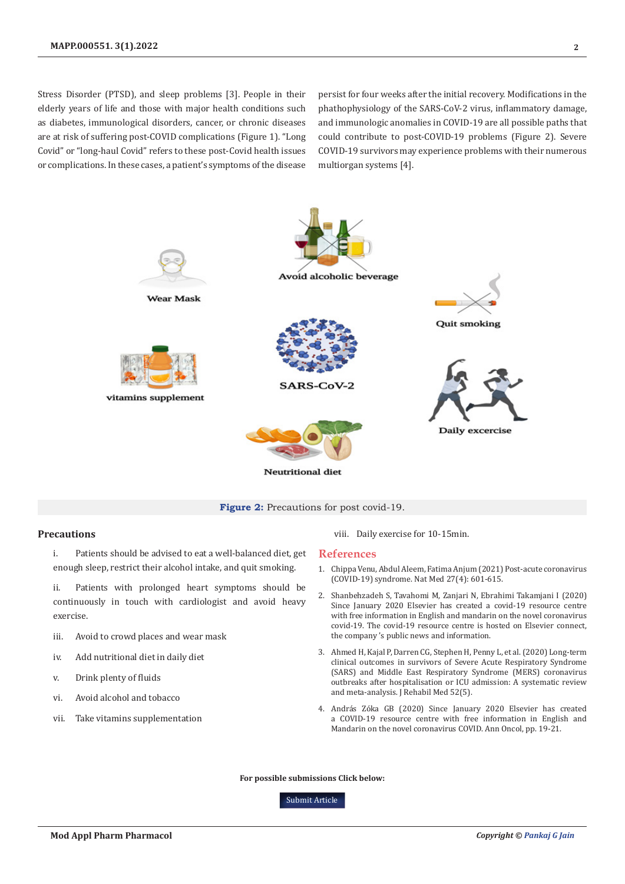Stress Disorder (PTSD), and sleep problems [3]. People in their elderly years of life and those with major health conditions such as diabetes, immunological disorders, cancer, or chronic diseases are at risk of suffering post-COVID complications (Figure 1). "Long Covid" or "long-haul Covid" refers to these post-Covid health issues or complications. In these cases, a patient's symptoms of the disease persist for four weeks after the initial recovery. Modifications in the phathophysiology of the SARS-CoV-2 virus, inflammatory damage, and immunologic anomalies in COVID-19 are all possible paths that could contribute to post-COVID-19 problems (Figure 2). Severe COVID-19 survivors may experience problems with their numerous multiorgan systems [4].

Wear Mask

Avoid alcoholic beverage

Quit smoking

vitamins supplement

SARS-CoV-2

Daily excercise

Neutritional diet

**Figure 2:** Precautions for post covid-19.

## Precautions

i. Patients should be advised to eat a well-balanced diet, get enough sleep, restrict their alcohol intake, and quit smoking.

ii. Patients with prolonged heart symptoms should be continuously in touch with cardiologist and avoid heavy exercise.

iii. Avoid to crowd places and wear mask

iv. Add nutritional diet in daily diet

v. Drink plenty of fluids

vi. Avoid alcohol and tobacco

vii. Take vitamins supplementation

viii. Daily exercise for 10-15min.

## References

1. Chippa Venu, Abdul Aleem, Fatima Anjum (2021) Post-acute coronavirus (COVID-19) syndrome. Nat Med 27(4): 601-615.
2. Shanbehzadeh S, Tavahomi M, Zanjari N, Ebrahimi Takamjani I (2020) Since January 2020 Elsevier has created a covid-19 resource centre with free information in English and mandarin on the novel coronavirus covid-19. The covid-19 resource centre is hosted on Elsevier connect, the company 's public news and information.
3. Ahmed H, Kajal P, Darren CG, Stephen H, Penny L, et al. (2020) Long-term clinical outcomes in survivors of Severe Acute Respiratory Syndrome (SARS) and Middle East Respiratory Syndrome (MERS) coronavirus outbreaks after hospitalisation or ICU admission: A systematic review and meta-analysis. J Rehabil Med 52(5).
4. András Zóka GB (2020) Since January 2020 Elsevier has created a COVID-19 resource centre with free information in English and Mandarin on the novel coronavirus COVID. Ann Oncol, pp. 19-21.

**For possible submissions Click below:**

Submit Article